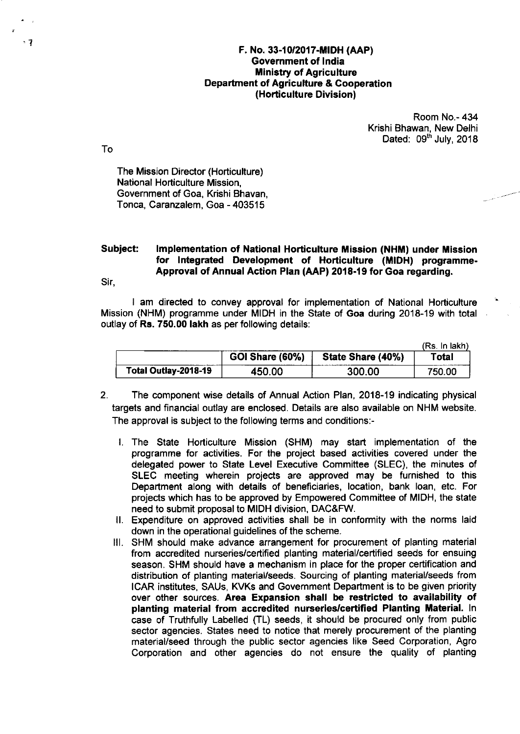**F. No. 33-10/2017-MIDH (AAP)**
**Government of India**
**Ministry of Agriculture**
**Department of Agriculture & Cooperation**
**(Horticulture Division)**

Room No.- 434
Krishi Bhawan, New Delhi
Dated: 09th July, 2018

To

The Mission Director (Horticulture)
National Horticulture Mission,
Government of Goa, Krishi Bhavan,
Tonca, Caranzalem, Goa - 403515

**Subject: Implementation of National Horticulture Mission (NHM) under Mission for Integrated Development of Horticulture (MIDH) programme- Approval of Annual Action Plan (AAP) 2018-19 for Goa regarding.**

Sir,

I am directed to convey approval for implementation of National Horticulture Mission (NHM) programme under MIDH in the State of **Goa** during 2018-19 with total outlay of **Rs. 750.00 lakh** as per following details:

(Rs. In lakh)

| | GOI Share (60%) | State Share (40%) | Total |
|---|---|---|---|
| **Total Outlay-2018-19** | 450.00 | 300.00 | 750.00 |

2. The component wise details of Annual Action Plan, 2018-19 indicating physical targets and financial outlay are enclosed. Details are also available on NHM website. The approval is subject to the following terms and conditions:-

   I. The State Horticulture Mission (SHM) may start implementation of the programme for activities. For the project based activities covered under the delegated power to State Level Executive Committee (SLEC), the minutes of SLEC meeting wherein projects are approved may be furnished to this Department along with details of beneficiaries, location, bank loan, etc. For projects which has to be approved by Empowered Committee of MIDH, the state need to submit proposal to MIDH division, DAC&FW.

   II. Expenditure on approved activities shall be in conformity with the norms laid down in the operational guidelines of the scheme.

   III. SHM should make advance arrangement for procurement of planting material from accredited nurseries/certified planting material/certified seeds for ensuing season. SHM should have a mechanism in place for the proper certification and distribution of planting material/seeds. Sourcing of planting material/seeds from ICAR institutes, SAUs, KVKs and Government Department is to be given priority over other sources. **Area Expansion shall be restricted to availability of planting material from accredited nurseries/certified Planting Material.** In case of Truthfully Labelled (TL) seeds, it should be procured only from public sector agencies. States need to notice that merely procurement of the planting material/seed through the public sector agencies like Seed Corporation, Agro Corporation and other agencies do not ensure the quality of planting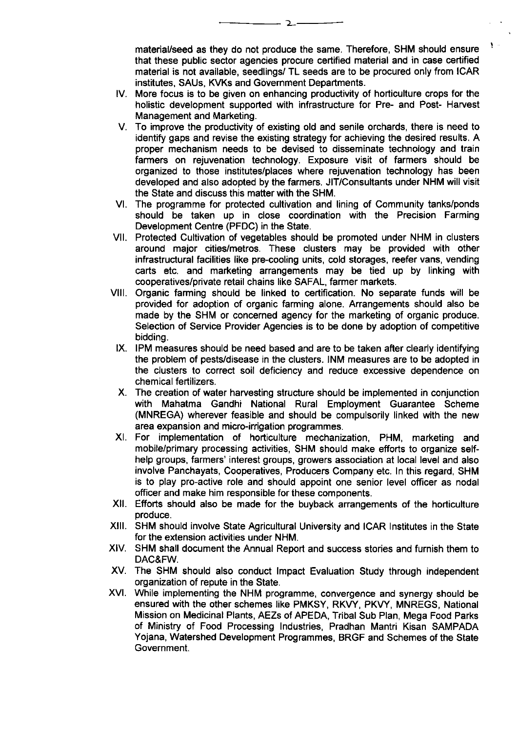material/seed as they do not produce the same. Therefore, SHM should ensure that these public sector agencies procure certified material and in case certified material is not available, seedlings/ TL seeds are to be procured only from ICAR institutes, SAUs, KVKs and Government Departments.

IV. More focus is to be given on enhancing productivity of horticulture crops for the holistic development supported with infrastructure for Pre- and Post- Harvest Management and Marketing.

V. To improve the productivity of existing old and senile orchards, there is need to identify gaps and revise the existing strategy for achieving the desired results. A proper mechanism needs to be devised to disseminate technology and train farmers on rejuvenation technology. Exposure visit of farmers should be organized to those institutes/places where rejuvenation technology has been developed and also adopted by the farmers. JIT/Consultants under NHM will visit the State and discuss this matter with the SHM.

VI. The programme for protected cultivation and lining of Community tanks/ponds should be taken up in close coordination with the Precision Farming Development Centre (PFDC) in the State.

VII. Protected Cultivation of vegetables should be promoted under NHM in clusters around major cities/metros. These clusters may be provided with other infrastructural facilities like pre-cooling units, cold storages, reefer vans, vending carts etc. and marketing arrangements may be tied up by linking with cooperatives/private retail chains like SAFAL, farmer markets.

VIII. Organic farming should be linked to certification. No separate funds will be provided for adoption of organic farming alone. Arrangements should also be made by the SHM or concerned agency for the marketing of organic produce. Selection of Service Provider Agencies is to be done by adoption of competitive bidding.

IX. IPM measures should be need based and are to be taken after clearly identifying the problem of pests/disease in the clusters. INM measures are to be adopted in the clusters to correct soil deficiency and reduce excessive dependence on chemical fertilizers.

X. The creation of water harvesting structure should be implemented in conjunction with Mahatma Gandhi National Rural Employment Guarantee Scheme (MNREGA) wherever feasible and should be compulsorily linked with the new area expansion and micro-irrigation programmes.

XI. For implementation of horticulture mechanization, PHM, marketing and mobile/primary processing activities, SHM should make efforts to organize self-help groups, farmers' interest groups, growers association at local level and also involve Panchayats, Cooperatives, Producers Company etc. In this regard, SHM is to play pro-active role and should appoint one senior level officer as nodal officer and make him responsible for these components.

XII. Efforts should also be made for the buyback arrangements of the horticulture produce.

XIII. SHM should involve State Agricultural University and ICAR Institutes in the State for the extension activities under NHM.

XIV. SHM shall document the Annual Report and success stories and furnish them to DAC&FW.

XV. The SHM should also conduct Impact Evaluation Study through independent organization of repute in the State.

XVI. While implementing the NHM programme, convergence and synergy should be ensured with the other schemes like PMKSY, RKVY, PKVY, MNREGS, National Mission on Medicinal Plants, AEZs of APEDA, Tribal Sub Plan, Mega Food Parks of Ministry of Food Processing Industries, Pradhan Mantri Kisan SAMPADA Yojana, Watershed Development Programmes, BRGF and Schemes of the State Government.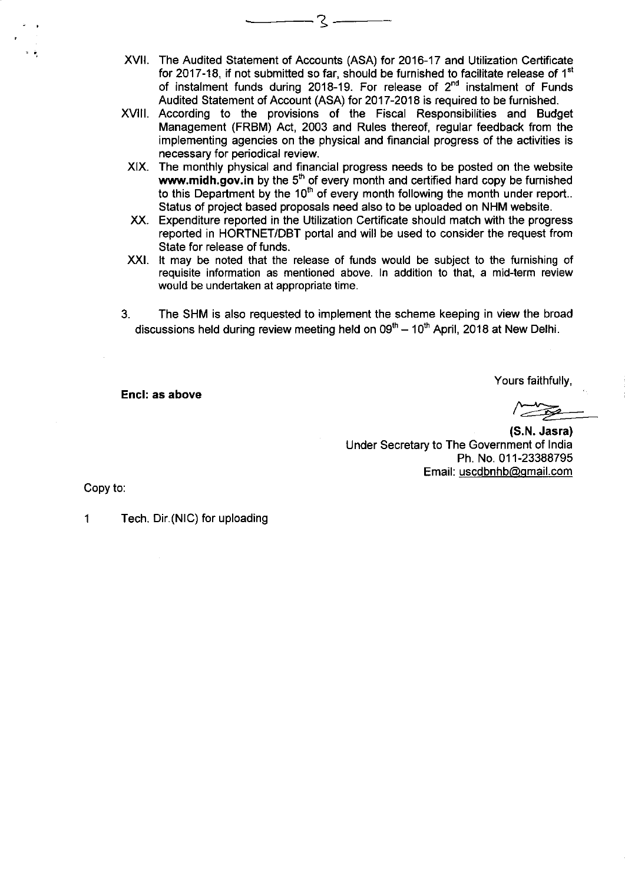XVII. The Audited Statement of Accounts (ASA) for 2016-17 and Utilization Certificate for 2017-18, if not submitted so far, should be furnished to facilitate release of 1st of instalment funds during 2018-19. For release of 2nd instalment of Funds Audited Statement of Account (ASA) for 2017-2018 is required to be furnished.

XVIII. According to the provisions of the Fiscal Responsibilities and Budget Management (FRBM) Act, 2003 and Rules thereof, regular feedback from the implementing agencies on the physical and financial progress of the activities is necessary for periodical review.

XIX. The monthly physical and financial progress needs to be posted on the website **www.midh.gov.in** by the 5th of every month and certified hard copy be furnished to this Department by the 10th of every month following the month under report.. Status of project based proposals need also to be uploaded on NHM website.

XX. Expenditure reported in the Utilization Certificate should match with the progress reported in HORTNET/DBT portal and will be used to consider the request from State for release of funds.

XXI. It may be noted that the release of funds would be subject to the furnishing of requisite information as mentioned above. In addition to that, a mid-term review would be undertaken at appropriate time.

3. The SHM is also requested to implement the scheme keeping in view the broad discussions held during review meeting held on 09th – 10th April, 2018 at New Delhi.

**Encl: as above**

Yours faithfully,

**(S.N. Jasra)**
Under Secretary to The Government of India
Ph. No. 011-23388795
Email: uscdbnhb@gmail.com

Copy to:

1 Tech. Dir.(NIC) for uploading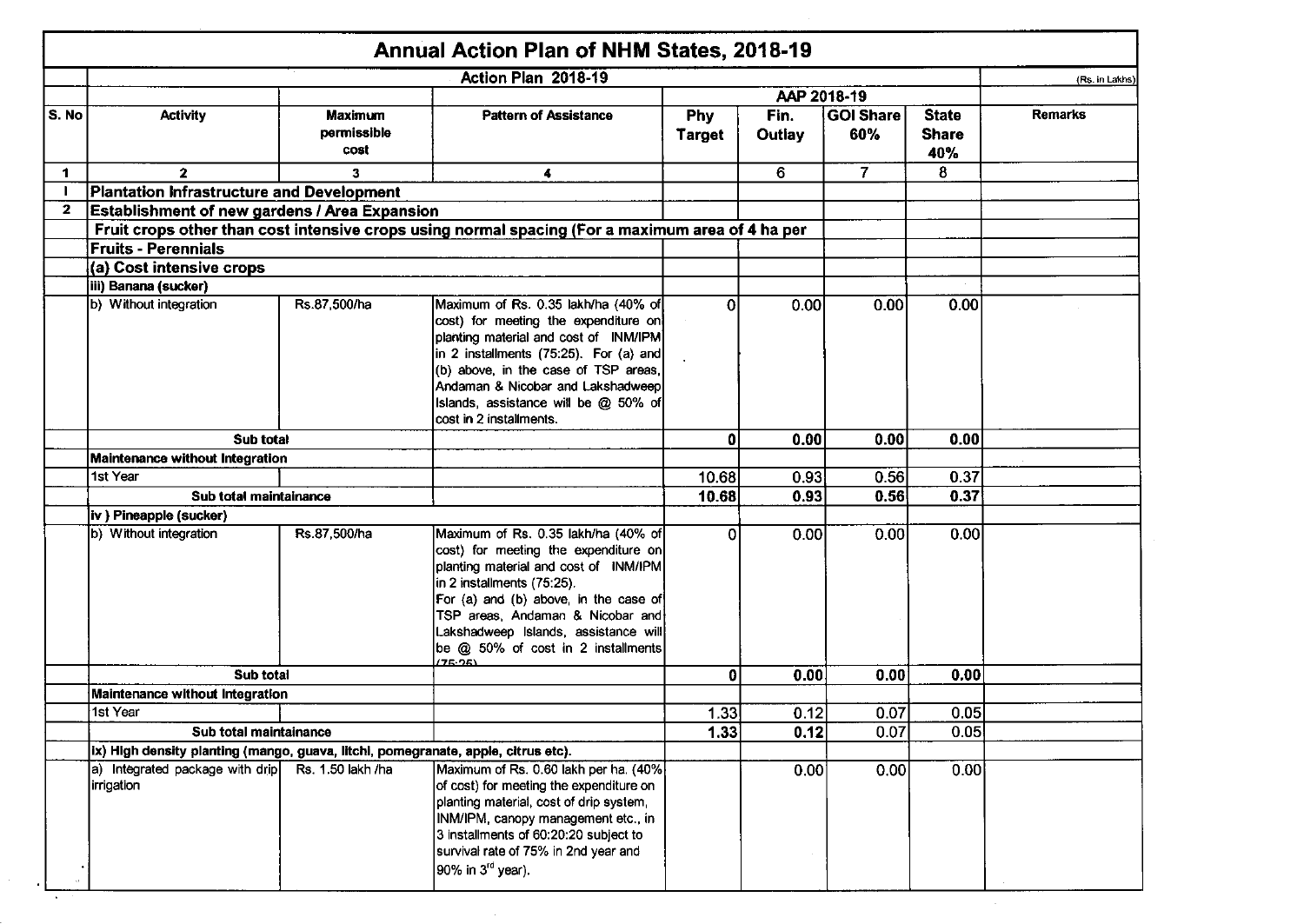# Annual Action Plan of NHM States, 2018-19

| | Action Plan 2018-19 | | | | | | | (Rs. in Lakhs) |
|---|---|---|---|---|---|---|---|---|
| | | | | AAP 2018-19 | | | | |
| S. No | Activity | Maximum permissible cost | Pattern of Assistance | Phy Target | Fin. Outlay | GOI Share 60% | State Share 40% | Remarks |
| 1 | 2 | 3 | 4 | | 6 | 7 | 8 | |
| I | **Plantation Infrastructure and Development** | | | | | | | |
| 2 | **Establishment of new gardens / Area Expansion** | | | | | | | |
| | **Fruit crops other than cost intensive crops using normal spacing (For a maximum area of 4 ha per** | | | | | | | |
| | **Fruits - Perennials** | | | | | | | |
| | **(a) Cost intensive crops** | | | | | | | |
| | **iii) Banana (sucker)** | | | | | | | |
| | b) Without integration | Rs.87,500/ha | Maximum of Rs. 0.35 lakh/ha (40% of cost) for meeting the expenditure on planting material and cost of INM/IPM in 2 installments (75:25). For (a) and (b) above, in the case of TSP areas, Andaman & Nicobar and Lakshadweep Islands, assistance will be @ 50% of cost in 2 installments. | 0 | 0.00 | 0.00 | 0.00 | |
| | **Sub total** | | | **0** | **0.00** | **0.00** | **0.00** | |
| | **Maintenance without Integration** | | | | | | | |
| | 1st Year | | | 10.68 | 0.93 | 0.56 | 0.37 | |
| | **Sub total maintainance** | | | **10.68** | **0.93** | **0.56** | **0.37** | |
| | **iv ) Pineapple (sucker)** | | | | | | | |
| | b) Without integration | Rs.87,500/ha | Maximum of Rs. 0.35 lakh/ha (40% of cost) for meeting the expenditure on planting material and cost of INM/IPM in 2 installments (75:25). For (a) and (b) above, in the case of TSP areas, Andaman & Nicobar and Lakshadweep Islands, assistance will be @ 50% of cost in 2 installments (75:25) | 0 | 0.00 | 0.00 | 0.00 | |
| | **Sub total** | | | **0** | **0.00** | **0.00** | **0.00** | |
| | **Maintenance without Integration** | | | | | | | |
| | 1st Year | | | 1.33 | 0.12 | 0.07 | 0.05 | |
| | **Sub total maintainance** | | | **1.33** | **0.12** | 0.07 | 0.05 | |
| | **ix) High density planting (mango, guava, litchi, pomegranate, apple, citrus etc).** | | | | | | | |
| | a) Integrated package with drip irrigation | Rs. 1.50 lakh /ha | Maximum of Rs. 0.60 lakh per ha. (40% of cost) for meeting the expenditure on planting material, cost of drip system, INM/IPM, canopy management etc., in 3 installments of 60:20:20 subject to survival rate of 75% in 2nd year and 90% in 3rd year). | | 0.00 | 0.00 | 0.00 | |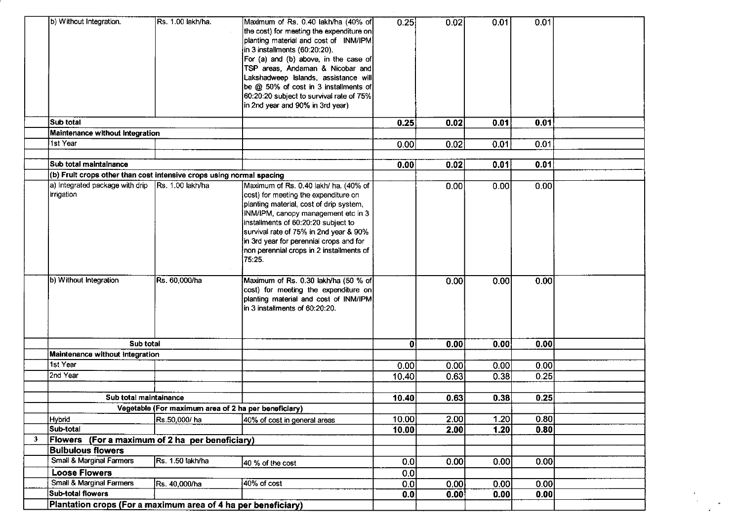| | | | | | | | | |
|---|---|---|---|---|---|---|---|---|
| | b) Without Integration. | Rs. 1.00 lakh/ha. | Maximum of Rs. 0.40 lakh/ha (40% of the cost) for meeting the expenditure on planting material and cost of INM/IPM in 3 installments (60:20:20). For (a) and (b) above, in the case of TSP areas, Andaman & Nicobar and Lakshadweep Islands, assistance will be @ 50% of cost in 3 installments of 60:20:20 subject to survival rate of 75% in 2nd year and 90% in 3rd year) | 0.25 | 0.02 | 0.01 | 0.01 | |
| | **Sub total** | | | **0.25** | **0.02** | **0.01** | **0.01** | |
| | **Maintenance without Integration** | | | | | | | |
| | 1st Year | | | 0.00 | 0.02 | 0.01 | 0.01 | |
| | | | | | | | | |
| | **Sub total maintainance** | | | **0.00** | **0.02** | **0.01** | **0.01** | |
| | **(b) Fruit crops other than cost intensive crops using normal spacing** | | | | | | | |
| | a) Integrated package with drip irrigation | Rs. 1.00 lakh/ha | Maximum of Rs. 0.40 lakh/ ha. (40% of cost) for meeting the expenditure on planting material, cost of drip system, INM/IPM, canopy management etc in 3 installments of 60:20:20 subject to survival rate of 75% in 2nd year & 90% in 3rd year for perennial crops and for non perennial crops in 2 installments of 75:25. | | 0.00 | 0.00 | 0.00 | |
| | b) Without Integration | Rs. 60,000/ha | Maximum of Rs. 0.30 lakh/ha (50 % of cost) for meeting the expenditure on planting material and cost of INM/IPM in 3 installments of 60:20:20. | | 0.00 | 0.00 | 0.00 | |
| | **Sub total** | | | **0** | **0.00** | **0.00** | **0.00** | |
| | **Maintenance without Integration** | | | | | | | |
| | 1st Year | | | 0.00 | 0.00 | 0.00 | 0.00 | |
| | 2nd Year | | | 10.40 | 0.63 | 0.38 | 0.25 | |
| | | | | | | | | |
| | **Sub total maintainance** | | | **10.40** | **0.63** | **0.38** | **0.25** | |
| | **Vegetable (For maximum area of 2 ha per beneficiary)** | | | | | | | |
| | Hybrid | Rs.50,000/ ha | 40% of cost in general areas | 10.00 | 2.00 | 1.20 | 0.80 | |
| | **Sub-total** | | | **10.00** | **2.00** | **1.20** | **0.80** | |
| **3** | **Flowers (For a maximum of 2 ha per beneficiary)** | | | | | | | |
| | **Bulbulous flowers** | | | | | | | |
| | Small & Marginal Farmers | Rs. 1.50 lakh/ha | 40 % of the cost | 0.0 | 0.00 | 0.00 | 0.00 | |
| | **Loose Flowers** | | | 0.0 | | | | |
| | Small & Marginal Farmers | Rs. 40,000/ha | 40% of cost | 0.0 | 0.00 | 0.00 | 0.00 | |
| | **Sub-total flowers** | | | **0.0** | **0.00** | **0.00** | **0.00** | |
| | **Plantation crops (For a maximum area of 4 ha per beneficiary)** | | | | | | | |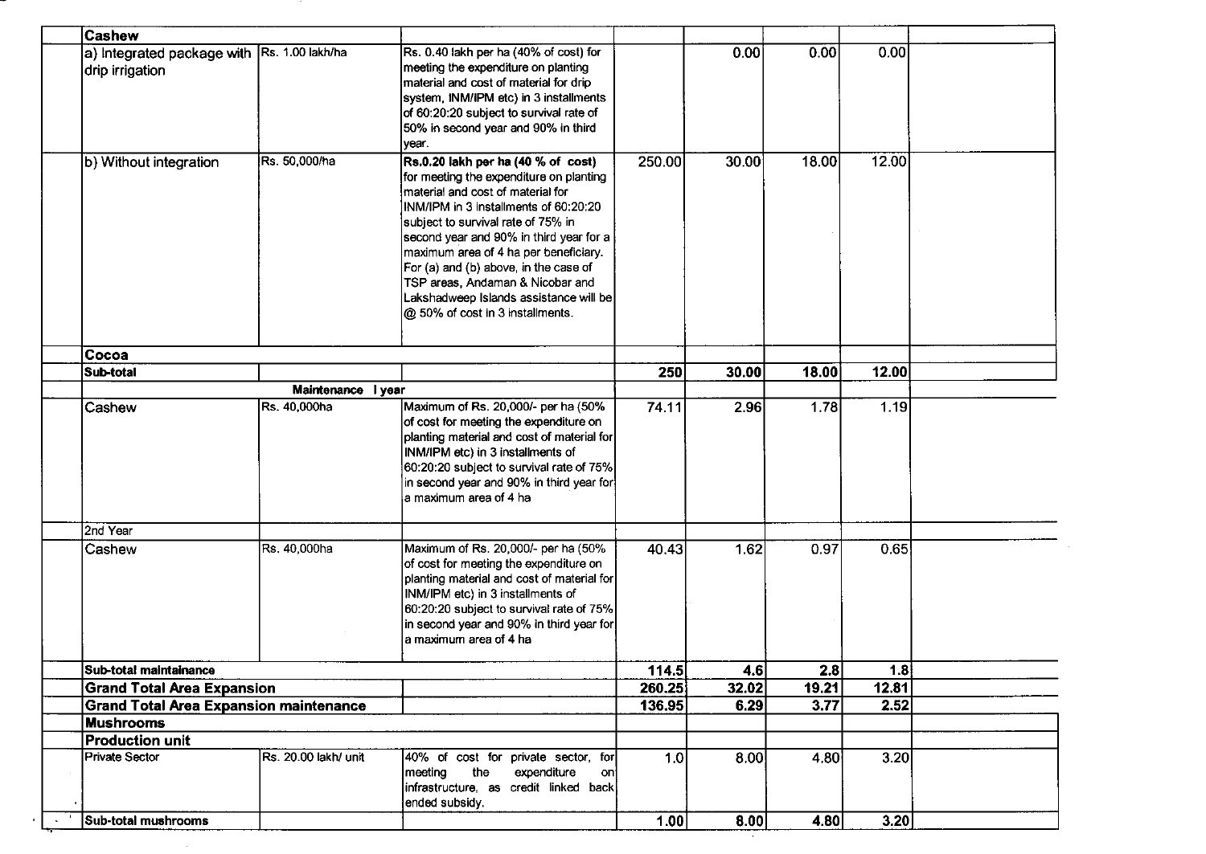| | | | | | | | |
|---|---|---|---|---|---|---|---|
| **Cashew** | | | | | | | |
| a) Integrated package with drip irrigation | Rs. 1.00 lakh/ha | Rs. 0.40 lakh per ha (40% of cost) for meeting the expenditure on planting material and cost of material for drip system, INM/IPM etc) in 3 installments of 60:20:20 subject to survival rate of 50% in second year and 90% in third year. | | 0.00 | 0.00 | 0.00 | |
| b) Without integration | Rs. 50,000/ha | **Rs.0.20 lakh per ha (40 % of cost)** for meeting the expenditure on planting material and cost of material for INM/IPM in 3 installments of 60:20:20 subject to survival rate of 75% in second year and 90% in third year for a maximum area of 4 ha per beneficiary. For (a) and (b) above, in the case of TSP areas, Andaman & Nicobar and Lakshadweep Islands assistance will be @ 50% of cost in 3 installments. | 250.00 | 30.00 | 18.00 | 12.00 | |
| **Cocoa** | | | | | | | |
| **Sub-total** | | | **250** | **30.00** | **18.00** | **12.00** | |
| | **Maintenance I year** | | | | | | |
| Cashew | Rs. 40,000ha | Maximum of Rs. 20,000/- per ha (50% of cost for meeting the expenditure on planting material and cost of material for INM/IPM etc) in 3 installments of 60:20:20 subject to survival rate of 75% in second year and 90% in third year for a maximum area of 4 ha | 74.11 | 2.96 | 1.78 | 1.19 | |
| 2nd Year | | | | | | | |
| Cashew | Rs. 40,000ha | Maximum of Rs. 20,000/- per ha (50% of cost for meeting the expenditure on planting material and cost of material for INM/IPM etc) in 3 installments of 60:20:20 subject to survival rate of 75% in second year and 90% in third year for a maximum area of 4 ha | 40.43 | 1.62 | 0.97 | 0.65 | |
| **Sub-total maintainance** | | | **114.5** | **4.6** | **2.8** | **1.8** | |
| **Grand Total Area Expansion** | | | **260.25** | **32.02** | **19.21** | **12.81** | |
| **Grand Total Area Expansion maintenance** | | | **136.95** | **6.29** | **3.77** | **2.52** | |
| **Mushrooms** | | | | | | | |
| **Production unit** | | | | | | | |
| Private Sector | Rs. 20.00 lakh/ unit | 40% of cost for private sector, for meeting the expenditure on infrastructure, as credit linked back ended subsidy. | 1.0 | 8.00 | 4.80 | 3.20 | |
| **Sub-total mushrooms** | | | **1.00** | **8.00** | **4.80** | **3.20** | |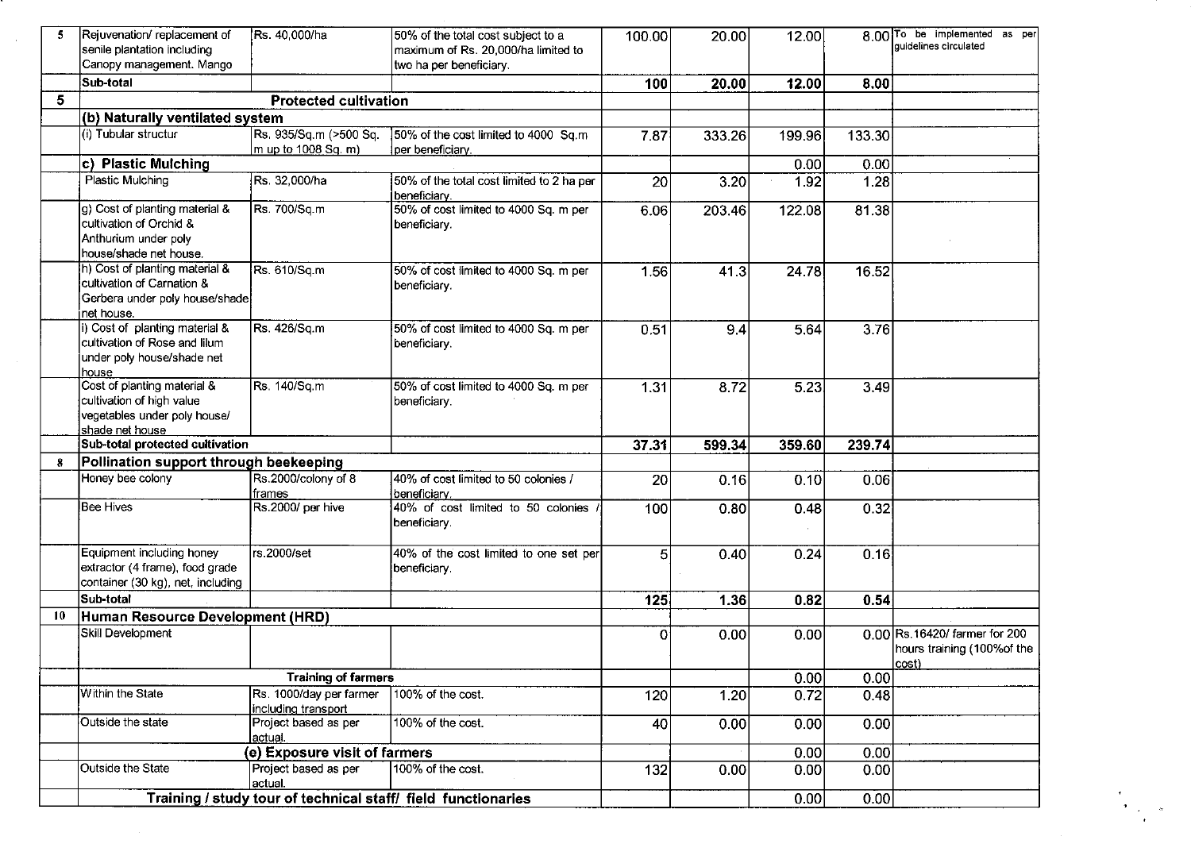| 5 | Rejuvenation/ replacement of senile plantation including Canopy management. Mango | Rs. 40,000/ha | 50% of the total cost subject to a maximum of Rs. 20,000/ha limited to two ha per beneficiary. | 100.00 | 20.00 | 12.00 | 8.00 | To be implemented as per guidelines circulated |
|---|---|---|---|---|---|---|---|---|
| | Sub-total | | | 100 | 20.00 | 12.00 | 8.00 | |
| 5 | **Protected cultivation** | | | | | | | |
| | **(b) Naturally ventilated system** | | | | | | | |
| | (i) Tubular structur | Rs. 935/Sq.m (>500 Sq. m up to 1008 Sq. m) | 50% of the cost limited to 4000 Sq.m per beneficiary. | 7.87 | 333.26 | 199.96 | 133.30 | |
| | **c) Plastic Mulching** | | | | | 0.00 | 0.00 | |
| | Plastic Mulching | Rs. 32,000/ha | 50% of the total cost limited to 2 ha per beneficiary. | 20 | 3.20 | 1.92 | 1.28 | |
| | g) Cost of planting material & cultivation of Orchid & Anthurium under poly house/shade net house. | Rs. 700/Sq.m | 50% of cost limited to 4000 Sq. m per beneficiary. | 6.06 | 203.46 | 122.08 | 81.38 | |
| | h) Cost of planting material & cultivation of Carnation & Gerbera under poly house/shade net house. | Rs. 610/Sq.m | 50% of cost limited to 4000 Sq. m per beneficiary. | 1.56 | 41.3 | 24.78 | 16.52 | |
| | i) Cost of planting material & cultivation of Rose and lilum under poly house/shade net house | Rs. 426/Sq.m | 50% of cost limited to 4000 Sq. m per beneficiary. | 0.51 | 9.4 | 5.64 | 3.76 | |
| | Cost of planting material & cultivation of high value vegetables under poly house/ shade net house | Rs. 140/Sq.m | 50% of cost limited to 4000 Sq. m per beneficiary. | 1.31 | 8.72 | 5.23 | 3.49 | |
| | **Sub-total protected cultivation** | | | **37.31** | **599.34** | **359.60** | **239.74** | |
| 8 | **Pollination support through beekeeping** | | | | | | | |
| | Honey bee colony | Rs.2000/colony of 8 frames | 40% of cost limited to 50 colonies / beneficiary. | 20 | 0.16 | 0.10 | 0.06 | |
| | Bee Hives | Rs.2000/ per hive | 40% of cost limited to 50 colonies / beneficiary. | 100 | 0.80 | 0.48 | 0.32 | |
| | Equipment including honey extractor (4 frame), food grade container (30 kg), net, including | rs.2000/set | 40% of the cost limited to one set per beneficiary. | 5 | 0.40 | 0.24 | 0.16 | |
| | **Sub-total** | | | **125** | **1.36** | **0.82** | **0.54** | |
| 10 | **Human Resource Development (HRD)** | | | | | | | |
| | Skill Development | | | 0 | 0.00 | 0.00 | 0.00 | Rs.16420/ farmer for 200 hours training (100%of the cost) |
| | **Training of farmers** | | | | | 0.00 | 0.00 | |
| | Within the State | Rs. 1000/day per farmer including transport | 100% of the cost. | 120 | 1.20 | 0.72 | 0.48 | |
| | Outside the state | Project based as per actual. | 100% of the cost. | 40 | 0.00 | 0.00 | 0.00 | |
| | **(e) Exposure visit of farmers** | | | | | 0.00 | 0.00 | |
| | Outside the State | Project based as per actual. | 100% of the cost. | 132 | 0.00 | 0.00 | 0.00 | |
| | **Training / study tour of technical staff/ field functionaries** | | | | | 0.00 | 0.00 | |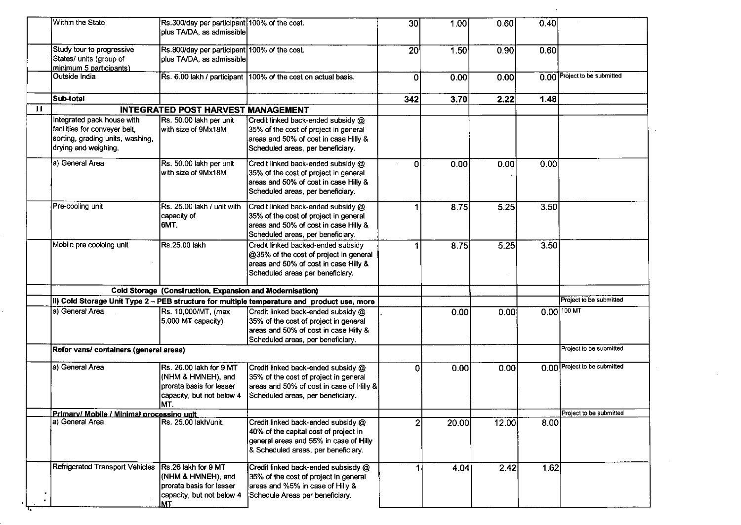| | | | | | | | | |
|---|---|---|---|---|---|---|---|---|
| | Within the State | Rs.300/day per participant plus TA/DA, as admissible | 100% of the cost. | 30 | 1.00 | 0.60 | 0.40 | |
| | Study tour to progressive States/ units (group of minimum 5 participants) | Rs.800/day per participant plus TA/DA, as admissible | 100% of the cost. | 20 | 1.50 | 0.90 | 0.60 | |
| | Outside India | Rs. 6.00 lakh / participant | 100% of the cost on actual basis. | 0 | 0.00 | 0.00 | 0.00 | Project to be submitted |
| | **Sub-total** | | | **342** | **3.70** | **2.22** | **1.48** | |
| **11** | **INTEGRATED POST HARVEST MANAGEMENT** | | | | | | | |
| | Integrated pack house with facilities for conveyer belt, sorting, grading units, washing, drying and weighing. | Rs. 50.00 lakh per unit with size of 9Mx18M | Credit linked back-ended subsidy @ 35% of the cost of project in general areas and 50% of cost in case Hilly & Scheduled areas, per beneficiary. | | | | | |
| | a) General Area | Rs. 50.00 lakh per unit with size of 9Mx18M | Credit linked back-ended subsidy @ 35% of the cost of project in general areas and 50% of cost in case Hilly & Scheduled areas, per beneficiary. | 0 | 0.00 | 0.00 | 0.00 | |
| | Pre-cooling unit | Rs. 25.00 lakh / unit with capacity of 6MT. | Credit linked back-ended subsidy @ 35% of the cost of project in general areas and 50% of cost in case Hilly & Scheduled areas, per beneficiary. | 1 | 8.75 | 5.25 | 3.50 | |
| | Mobile pre cooloing unit | Rs.25.00 lakh | Credit linked backed-ended subsidy @35% of the cost of project in general areas and 50% of cost in case Hilly & Scheduled areas per beneficiary. | 1 | 8.75 | 5.25 | 3.50 | |
| | **Cold Storage (Construction, Expansion and Modernisation)** | | | | | | | |
| | **ii) Cold Storage Unit Type 2 – PEB structure for multiple temperature and product use, more** | | | | | | | Project to be submitted |
| | a) General Area | Rs. 10,000/MT, (max 5,000 MT capacity) | Credit linked back-ended subsidy @ 35% of the cost of project in general areas and 50% of cost in case Hilly & Scheduled areas, per beneficiary. | . | 0.00 | 0.00 | 0.00 | 100 MT |
| | **Refer vans/ containers (general areas)** | | | | | | | Project to be submitted |
| | a) General Area | Rs. 26.00 lakh for 9 MT (NHM & HMNEH), and prorata basis for lesser capacity, but not below 4 MT. | Credit linked back-ended subsidy @ 35% of the cost of project in general areas and 50% of cost in case of Hilly & Scheduled areas, per beneficiary. | 0 | 0.00 | 0.00 | 0.00 | Project to be submitted |
| | **Primary/ Mobile / Minimal processing unit** | | | | | | | Project to be submitted |
| | a) General Area | Rs. 25.00 lakh/unit. | Credit linked back-ended subsidy @ 40% of the capital cost of project in general areas and 55% in case of Hilly & Scheduled areas, per beneficiary. | 2 | 20.00 | 12.00 | 8.00 | |
| | Refrigerated Transport Vehicles | Rs.26 lakh for 9 MT (NHM & HMNEH), and prorata basis for lesser capacity, but not below 4 MT | Credit linked back-ended subsisdy @ 35% of the cost of project in general areas and %5% in case of Hilly & Schedule Areas per beneficiary. | 1 | 4.04 | 2.42 | 1.62 | |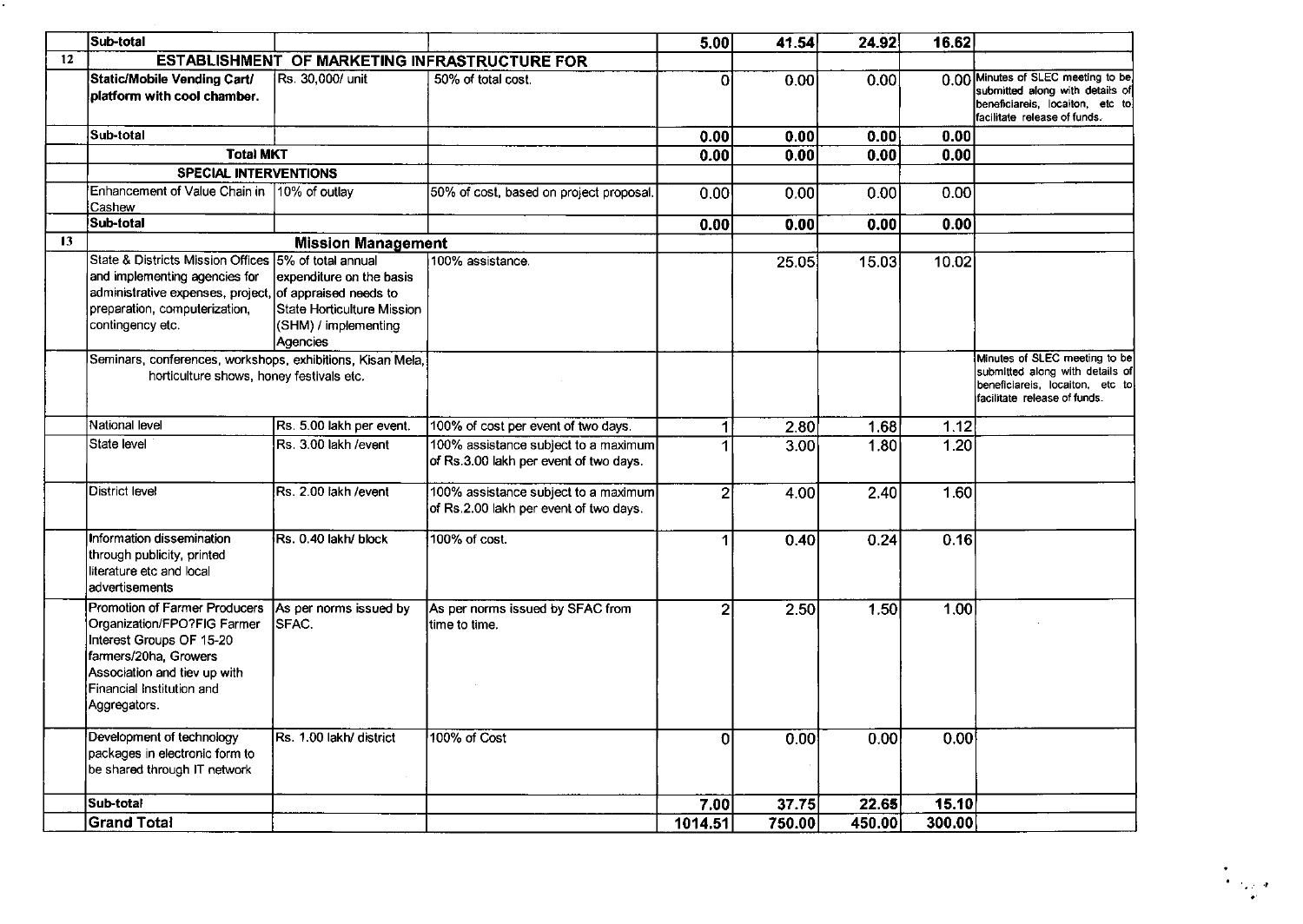| | | | | | | | | |
|---|---|---|---|---|---|---|---|---|
| | **Sub-total** | | | **5.00** | **41.54** | **24.92** | **16.62** | |
| 12 | **ESTABLISHMENT OF MARKETING INFRASTRUCTURE FOR** | | | | | | | |
| | **Static/Mobile Vending Cart/ platform with cool chamber.** | Rs. 30,000/ unit | 50% of total cost. | 0 | 0.00 | 0.00 | 0.00 | Minutes of SLEC meeting to be submitted along with details of beneficiareis, locaiton, etc to facilitate release of funds. |
| | **Sub-total** | | | **0.00** | **0.00** | **0.00** | **0.00** | |
| | **Total MKT** | | | **0.00** | **0.00** | **0.00** | **0.00** | |
| | **SPECIAL INTERVENTIONS** | | | | | | | |
| | Enhancement of Value Chain in Cashew | 10% of outlay | 50% of cost, based on project proposal. | 0.00 | 0.00 | 0.00 | 0.00 | |
| | **Sub-total** | | | **0.00** | **0.00** | **0.00** | **0.00** | |
| 13 | **Mission Management** | | | | | | | |
| | State & Districts Mission Offices and implementing agencies for administrative expenses, project, preparation, computerization, contingency etc. | 5% of total annual expenditure on the basis of appraised needs to State Horticulture Mission (SHM) / implementing Agencies | 100% assistance. | | 25.05 | 15.03 | 10.02 | |
| | Seminars, conferences, workshops, exhibitions, Kisan Mela, horticulture shows, honey festivals etc. | | | | | | | Minutes of SLEC meeting to be submitted along with details of beneficiareis, locaiton, etc to facilitate release of funds. |
| | National level | Rs. 5.00 lakh per event. | 100% of cost per event of two days. | 1 | 2.80 | 1.68 | 1.12 | |
| | State level | Rs. 3.00 lakh /event | 100% assistance subject to a maximum of Rs.3.00 lakh per event of two days. | 1 | 3.00 | 1.80 | 1.20 | |
| | District level | Rs. 2.00 lakh /event | 100% assistance subject to a maximum of Rs.2.00 lakh per event of two days. | 2 | 4.00 | 2.40 | 1.60 | |
| | Information dissemination through publicity, printed literature etc and local advertisements | Rs. 0.40 lakh/ block | 100% of cost. | 1 | 0.40 | 0.24 | 0.16 | |
| | Promotion of Farmer Producers Organization/FPO?FIG Farmer Interest Groups OF 15-20 farmers/20ha, Growers Association and tiev up with Financial Institution and Aggregators. | As per norms issued by SFAC. | As per norms issued by SFAC from time to time. | 2 | 2.50 | 1.50 | 1.00 | |
| | Development of technology packages in electronic form to be shared through IT network | Rs. 1.00 lakh/ district | 100% of Cost | 0 | 0.00 | 0.00 | 0.00 | |
| | **Sub-total** | | | **7.00** | **37.75** | **22.65** | **15.10** | |
| | **Grand Total** | | | **1014.51** | **750.00** | **450.00** | **300.00** | |